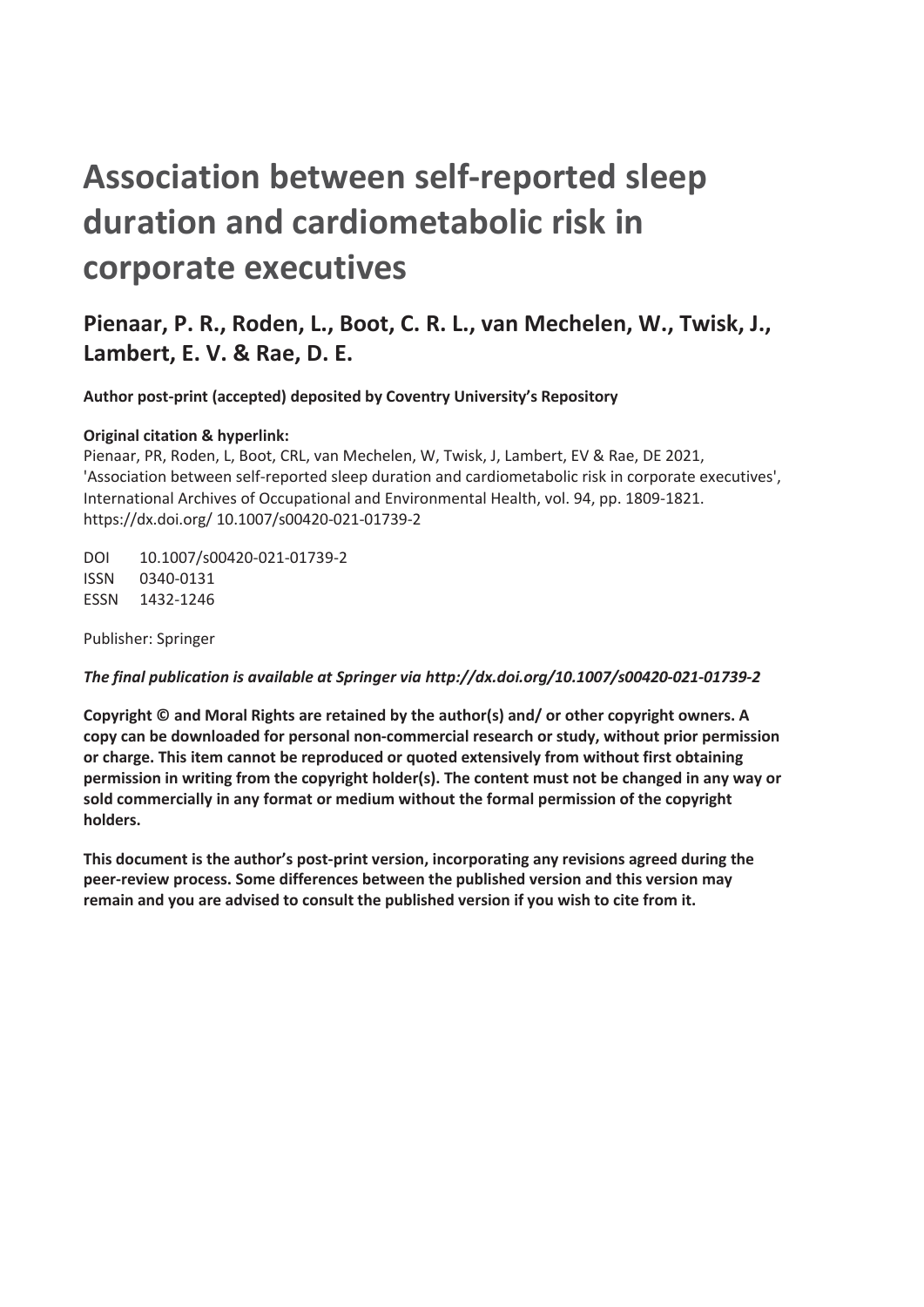# Association between self-reported sleep duration and cardiometabolic risk in corporate executives

## Pienaar, P. R., Roden, L., Boot, C. R. L., van Mechelen, W., Twisk, J., Lambert, E. V. & Rae, D. E.

**Author post-print (accepted) deposited by Coventry University's Repository**

**Original citation & hyperlink:**
Pienaar, PR, Roden, L, Boot, CRL, van Mechelen, W, Twisk, J, Lambert, EV & Rae, DE 2021, 'Association between self-reported sleep duration and cardiometabolic risk in corporate executives', International Archives of Occupational and Environmental Health, vol. 94, pp. 1809-1821.
https://dx.doi.org/ 10.1007/s00420-021-01739-2

DOI 10.1007/s00420-021-01739-2
ISSN 0340-0131
ESSN 1432-1246

Publisher: Springer

***The final publication is available at Springer via http://dx.doi.org/10.1007/s00420-021-01739-2***

**Copyright © and Moral Rights are retained by the author(s) and/ or other copyright owners. A copy can be downloaded for personal non-commercial research or study, without prior permission or charge. This item cannot be reproduced or quoted extensively from without first obtaining permission in writing from the copyright holder(s). The content must not be changed in any way or sold commercially in any format or medium without the formal permission of the copyright holders.**

**This document is the author's post-print version, incorporating any revisions agreed during the peer-review process. Some differences between the published version and this version may remain and you are advised to consult the published version if you wish to cite from it.**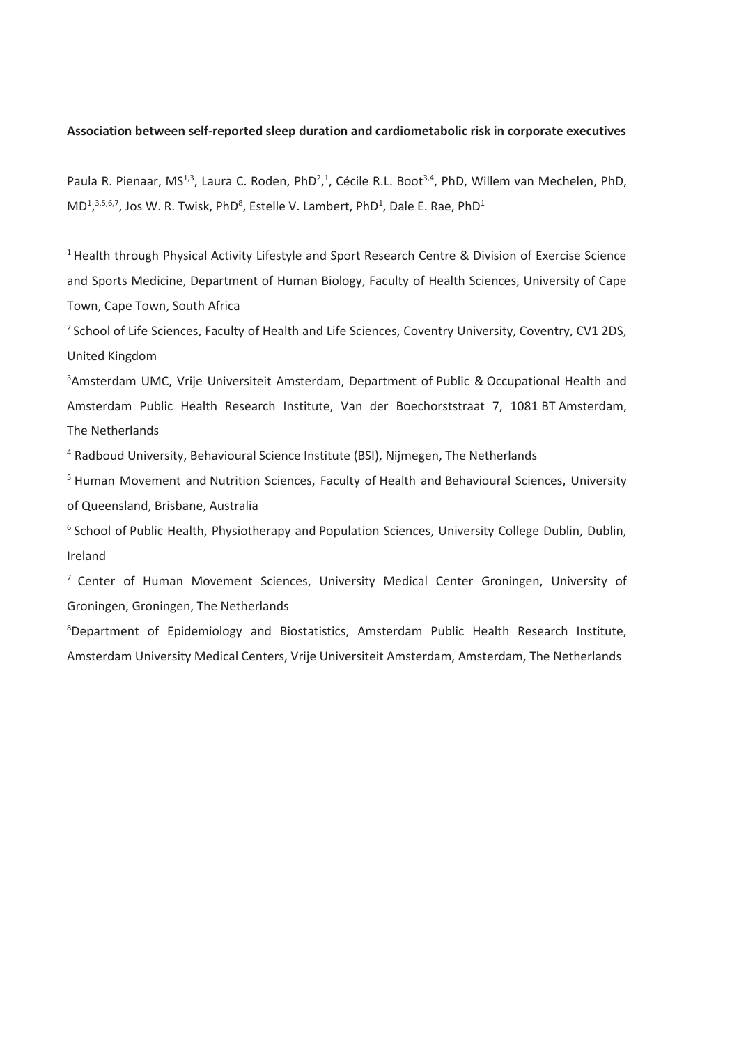**Association between self-reported sleep duration and cardiometabolic risk in corporate executives**

Paula R. Pienaar, MS[1,3], Laura C. Roden, PhD[2,1], Cécile R.L. Boot[3,4], PhD, Willem van Mechelen, PhD, MD[1,3,5,6,7], Jos W. R. Twisk, PhD[8], Estelle V. Lambert, PhD[1], Dale E. Rae, PhD[1]

[1] Health through Physical Activity Lifestyle and Sport Research Centre & Division of Exercise Science and Sports Medicine, Department of Human Biology, Faculty of Health Sciences, University of Cape Town, Cape Town, South Africa

[2] School of Life Sciences, Faculty of Health and Life Sciences, Coventry University, Coventry, CV1 2DS, United Kingdom

[3] Amsterdam UMC, Vrije Universiteit Amsterdam, Department of Public & Occupational Health and Amsterdam Public Health Research Institute, Van der Boechorststraat 7, 1081 BT Amsterdam, The Netherlands

[4] Radboud University, Behavioural Science Institute (BSI), Nijmegen, The Netherlands

[5] Human Movement and Nutrition Sciences, Faculty of Health and Behavioural Sciences, University of Queensland, Brisbane, Australia

[6] School of Public Health, Physiotherapy and Population Sciences, University College Dublin, Dublin, Ireland

[7] Center of Human Movement Sciences, University Medical Center Groningen, University of Groningen, Groningen, The Netherlands

[8] Department of Epidemiology and Biostatistics, Amsterdam Public Health Research Institute, Amsterdam University Medical Centers, Vrije Universiteit Amsterdam, Amsterdam, The Netherlands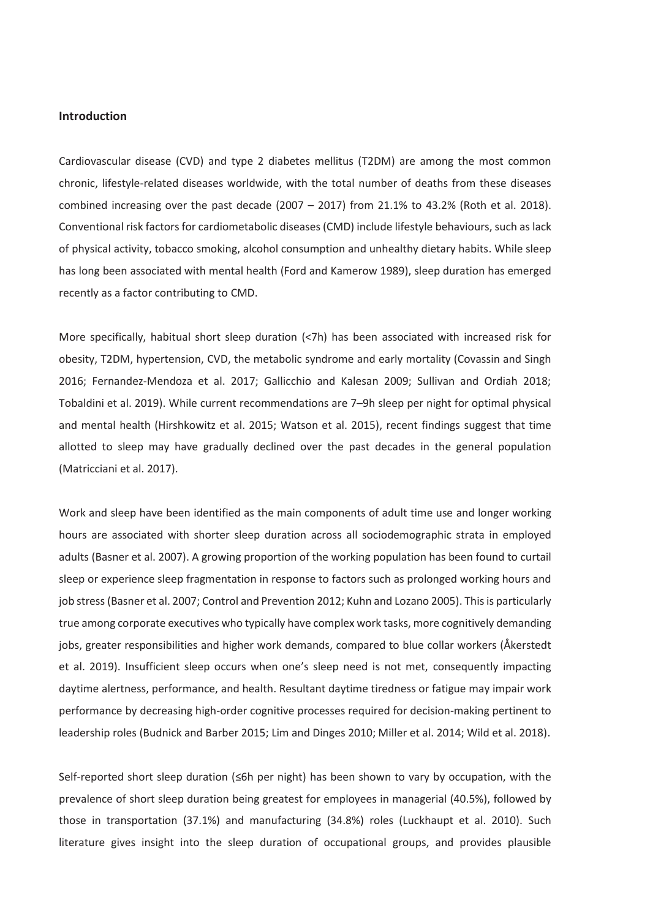## Introduction

Cardiovascular disease (CVD) and type 2 diabetes mellitus (T2DM) are among the most common chronic, lifestyle-related diseases worldwide, with the total number of deaths from these diseases combined increasing over the past decade (2007 – 2017) from 21.1% to 43.2% (Roth et al. 2018). Conventional risk factors for cardiometabolic diseases (CMD) include lifestyle behaviours, such as lack of physical activity, tobacco smoking, alcohol consumption and unhealthy dietary habits. While sleep has long been associated with mental health (Ford and Kamerow 1989), sleep duration has emerged recently as a factor contributing to CMD.

More specifically, habitual short sleep duration (<7h) has been associated with increased risk for obesity, T2DM, hypertension, CVD, the metabolic syndrome and early mortality (Covassin and Singh 2016; Fernandez-Mendoza et al. 2017; Gallicchio and Kalesan 2009; Sullivan and Ordiah 2018; Tobaldini et al. 2019). While current recommendations are 7–9h sleep per night for optimal physical and mental health (Hirshkowitz et al. 2015; Watson et al. 2015), recent findings suggest that time allotted to sleep may have gradually declined over the past decades in the general population (Matricciani et al. 2017).

Work and sleep have been identified as the main components of adult time use and longer working hours are associated with shorter sleep duration across all sociodemographic strata in employed adults (Basner et al. 2007). A growing proportion of the working population has been found to curtail sleep or experience sleep fragmentation in response to factors such as prolonged working hours and job stress (Basner et al. 2007; Control and Prevention 2012; Kuhn and Lozano 2005). This is particularly true among corporate executives who typically have complex work tasks, more cognitively demanding jobs, greater responsibilities and higher work demands, compared to blue collar workers (Åkerstedt et al. 2019). Insufficient sleep occurs when one's sleep need is not met, consequently impacting daytime alertness, performance, and health. Resultant daytime tiredness or fatigue may impair work performance by decreasing high-order cognitive processes required for decision-making pertinent to leadership roles (Budnick and Barber 2015; Lim and Dinges 2010; Miller et al. 2014; Wild et al. 2018).

Self-reported short sleep duration (≤6h per night) has been shown to vary by occupation, with the prevalence of short sleep duration being greatest for employees in managerial (40.5%), followed by those in transportation (37.1%) and manufacturing (34.8%) roles (Luckhaupt et al. 2010). Such literature gives insight into the sleep duration of occupational groups, and provides plausible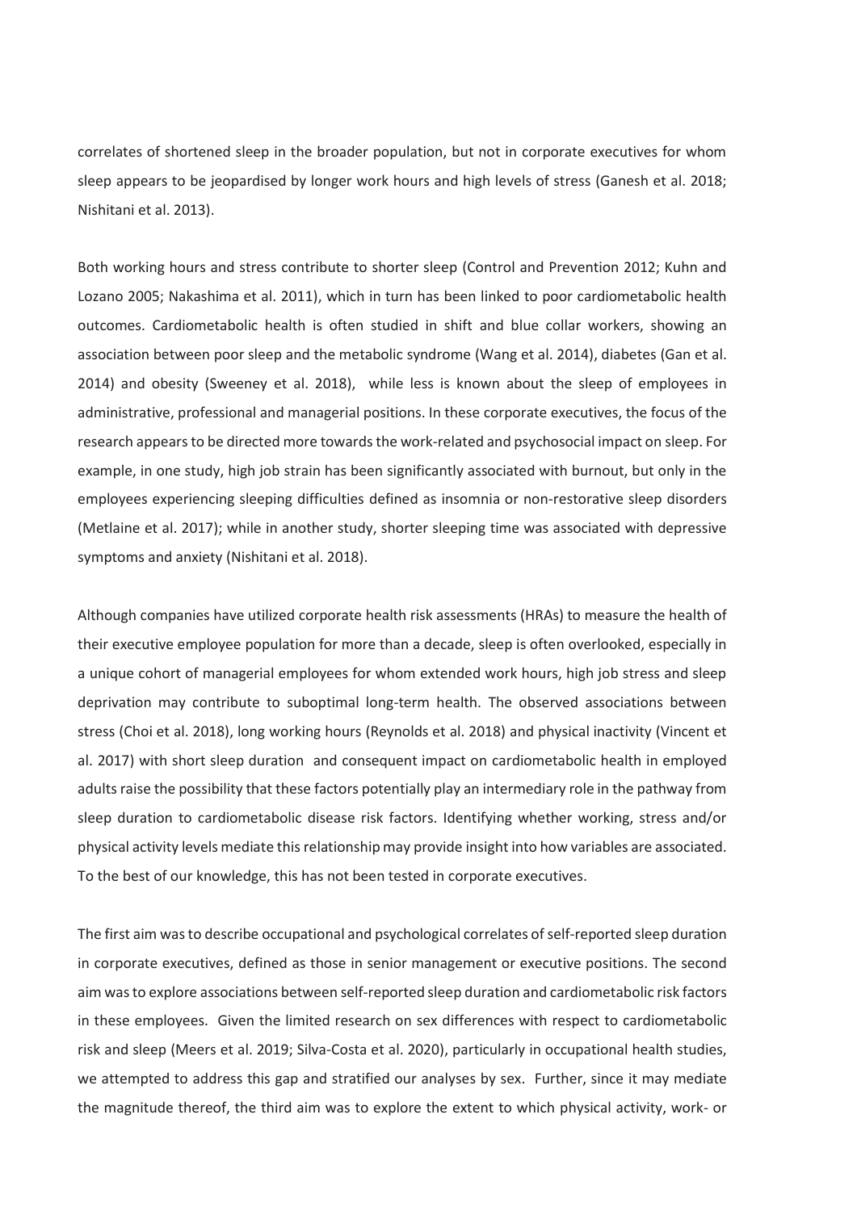correlates of shortened sleep in the broader population, but not in corporate executives for whom sleep appears to be jeopardised by longer work hours and high levels of stress (Ganesh et al. 2018; Nishitani et al. 2013).

Both working hours and stress contribute to shorter sleep (Control and Prevention 2012; Kuhn and Lozano 2005; Nakashima et al. 2011), which in turn has been linked to poor cardiometabolic health outcomes. Cardiometabolic health is often studied in shift and blue collar workers, showing an association between poor sleep and the metabolic syndrome (Wang et al. 2014), diabetes (Gan et al. 2014) and obesity (Sweeney et al. 2018), while less is known about the sleep of employees in administrative, professional and managerial positions. In these corporate executives, the focus of the research appears to be directed more towards the work-related and psychosocial impact on sleep. For example, in one study, high job strain has been significantly associated with burnout, but only in the employees experiencing sleeping difficulties defined as insomnia or non-restorative sleep disorders (Metlaine et al. 2017); while in another study, shorter sleeping time was associated with depressive symptoms and anxiety (Nishitani et al. 2018).

Although companies have utilized corporate health risk assessments (HRAs) to measure the health of their executive employee population for more than a decade, sleep is often overlooked, especially in a unique cohort of managerial employees for whom extended work hours, high job stress and sleep deprivation may contribute to suboptimal long-term health. The observed associations between stress (Choi et al. 2018), long working hours (Reynolds et al. 2018) and physical inactivity (Vincent et al. 2017) with short sleep duration and consequent impact on cardiometabolic health in employed adults raise the possibility that these factors potentially play an intermediary role in the pathway from sleep duration to cardiometabolic disease risk factors. Identifying whether working, stress and/or physical activity levels mediate this relationship may provide insight into how variables are associated. To the best of our knowledge, this has not been tested in corporate executives.

The first aim was to describe occupational and psychological correlates of self-reported sleep duration in corporate executives, defined as those in senior management or executive positions. The second aim was to explore associations between self-reported sleep duration and cardiometabolic risk factors in these employees. Given the limited research on sex differences with respect to cardiometabolic risk and sleep (Meers et al. 2019; Silva-Costa et al. 2020), particularly in occupational health studies, we attempted to address this gap and stratified our analyses by sex. Further, since it may mediate the magnitude thereof, the third aim was to explore the extent to which physical activity, work- or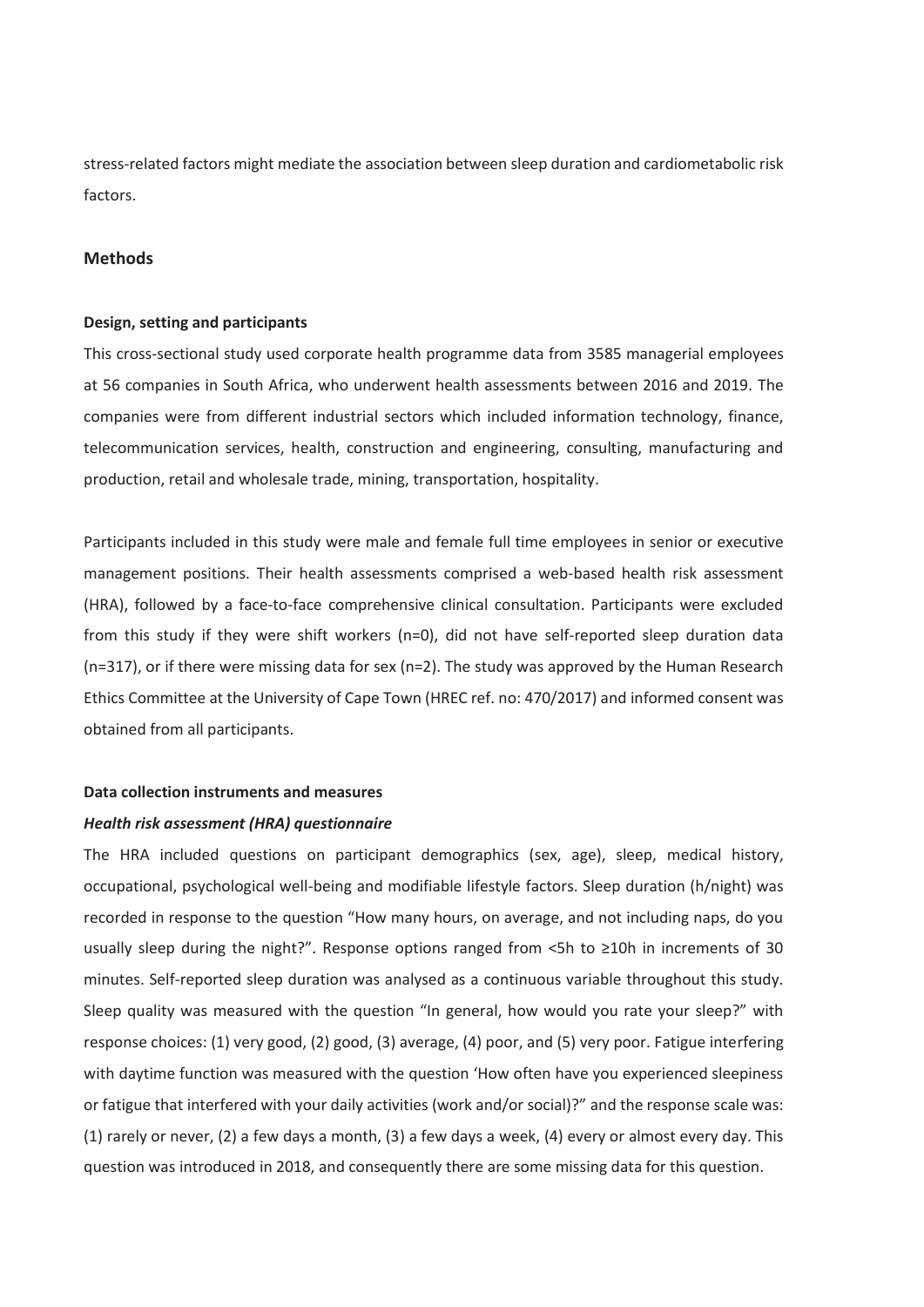stress-related factors might mediate the association between sleep duration and cardiometabolic risk factors.

## Methods

### Design, setting and participants

This cross-sectional study used corporate health programme data from 3585 managerial employees at 56 companies in South Africa, who underwent health assessments between 2016 and 2019. The companies were from different industrial sectors which included information technology, finance, telecommunication services, health, construction and engineering, consulting, manufacturing and production, retail and wholesale trade, mining, transportation, hospitality.

Participants included in this study were male and female full time employees in senior or executive management positions. Their health assessments comprised a web-based health risk assessment (HRA), followed by a face-to-face comprehensive clinical consultation. Participants were excluded from this study if they were shift workers (n=0), did not have self-reported sleep duration data (n=317), or if there were missing data for sex (n=2). The study was approved by the Human Research Ethics Committee at the University of Cape Town (HREC ref. no: 470/2017) and informed consent was obtained from all participants.

### Data collection instruments and measures

#### *Health risk assessment (HRA) questionnaire*

The HRA included questions on participant demographics (sex, age), sleep, medical history, occupational, psychological well-being and modifiable lifestyle factors. Sleep duration (h/night) was recorded in response to the question "How many hours, on average, and not including naps, do you usually sleep during the night?". Response options ranged from <5h to ≥10h in increments of 30 minutes. Self-reported sleep duration was analysed as a continuous variable throughout this study. Sleep quality was measured with the question "In general, how would you rate your sleep?" with response choices: (1) very good, (2) good, (3) average, (4) poor, and (5) very poor. Fatigue interfering with daytime function was measured with the question 'How often have you experienced sleepiness or fatigue that interfered with your daily activities (work and/or social)?" and the response scale was: (1) rarely or never, (2) a few days a month, (3) a few days a week, (4) every or almost every day. This question was introduced in 2018, and consequently there are some missing data for this question.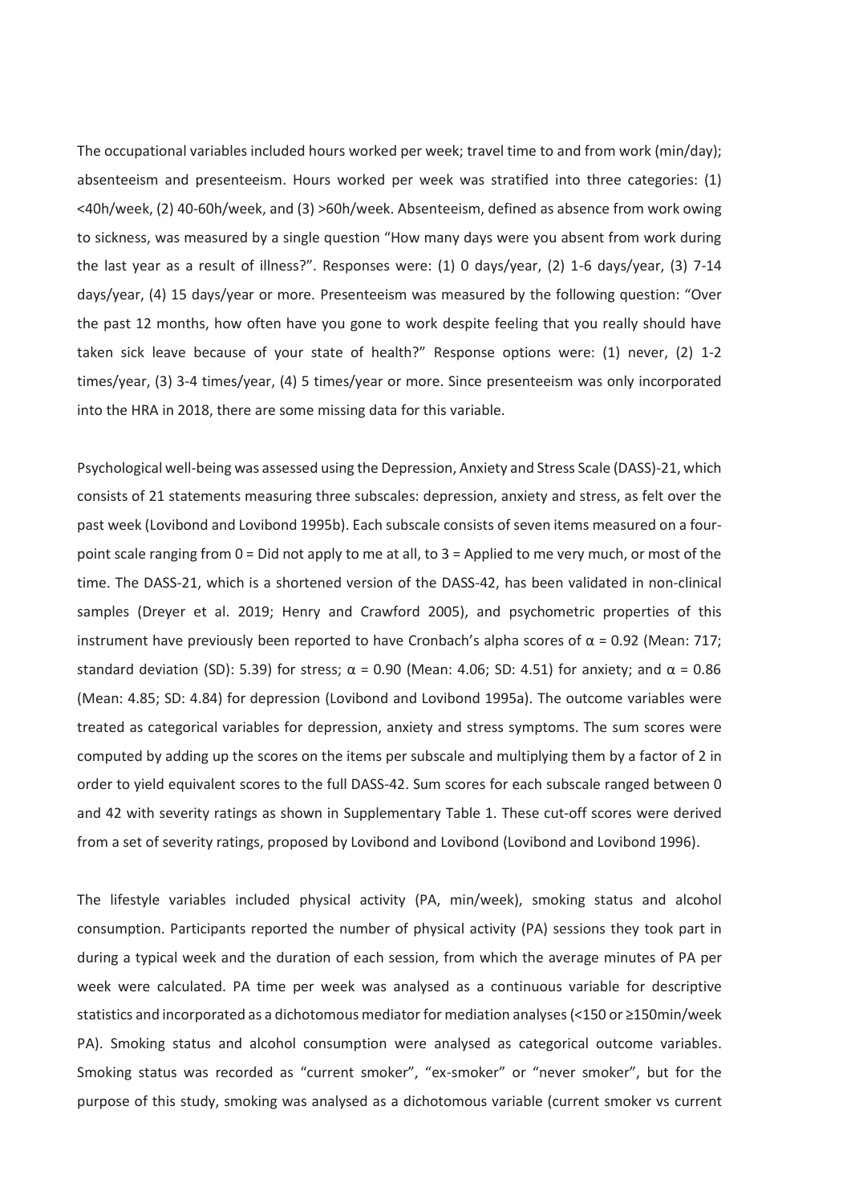The occupational variables included hours worked per week; travel time to and from work (min/day); absenteeism and presenteeism. Hours worked per week was stratified into three categories: (1) <40h/week, (2) 40-60h/week, and (3) >60h/week. Absenteeism, defined as absence from work owing to sickness, was measured by a single question "How many days were you absent from work during the last year as a result of illness?". Responses were: (1) 0 days/year, (2) 1-6 days/year, (3) 7-14 days/year, (4) 15 days/year or more. Presenteeism was measured by the following question: "Over the past 12 months, how often have you gone to work despite feeling that you really should have taken sick leave because of your state of health?" Response options were: (1) never, (2) 1-2 times/year, (3) 3-4 times/year, (4) 5 times/year or more. Since presenteeism was only incorporated into the HRA in 2018, there are some missing data for this variable.

Psychological well-being was assessed using the Depression, Anxiety and Stress Scale (DASS)-21, which consists of 21 statements measuring three subscales: depression, anxiety and stress, as felt over the past week (Lovibond and Lovibond 1995b). Each subscale consists of seven items measured on a four-point scale ranging from 0 = Did not apply to me at all, to 3 = Applied to me very much, or most of the time. The DASS-21, which is a shortened version of the DASS-42, has been validated in non-clinical samples (Dreyer et al. 2019; Henry and Crawford 2005), and psychometric properties of this instrument have previously been reported to have Cronbach's alpha scores of $\alpha = 0.92$ (Mean: 717; standard deviation (SD): 5.39) for stress; $\alpha = 0.90$ (Mean: 4.06; SD: 4.51) for anxiety; and $\alpha = 0.86$ (Mean: 4.85; SD: 4.84) for depression (Lovibond and Lovibond 1995a). The outcome variables were treated as categorical variables for depression, anxiety and stress symptoms. The sum scores were computed by adding up the scores on the items per subscale and multiplying them by a factor of 2 in order to yield equivalent scores to the full DASS-42. Sum scores for each subscale ranged between 0 and 42 with severity ratings as shown in Supplementary Table 1. These cut-off scores were derived from a set of severity ratings, proposed by Lovibond and Lovibond (Lovibond and Lovibond 1996).

The lifestyle variables included physical activity (PA, min/week), smoking status and alcohol consumption. Participants reported the number of physical activity (PA) sessions they took part in during a typical week and the duration of each session, from which the average minutes of PA per week were calculated. PA time per week was analysed as a continuous variable for descriptive statistics and incorporated as a dichotomous mediator for mediation analyses (<150 or ≥150min/week PA). Smoking status and alcohol consumption were analysed as categorical outcome variables. Smoking status was recorded as "current smoker", "ex-smoker" or "never smoker", but for the purpose of this study, smoking was analysed as a dichotomous variable (current smoker vs current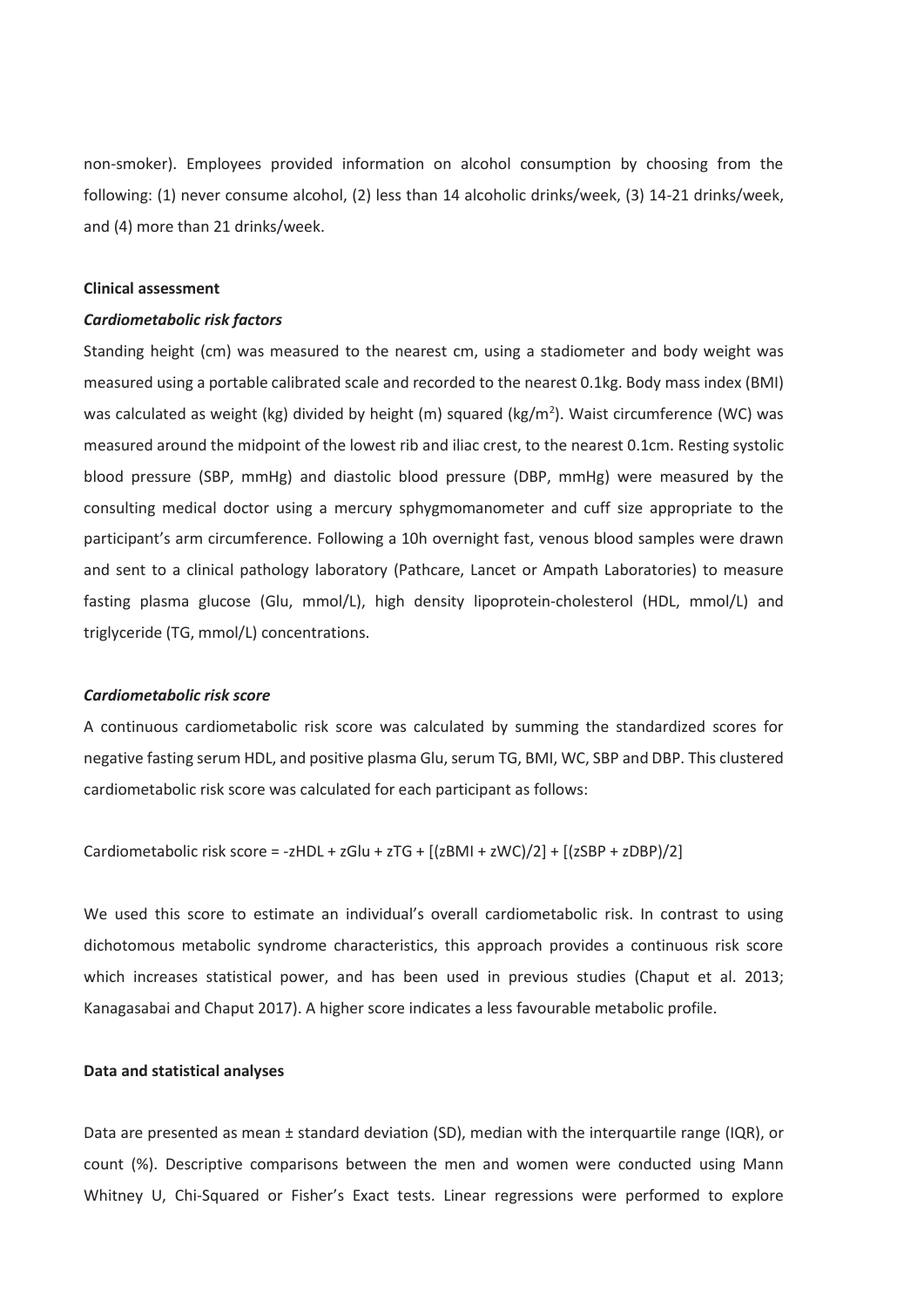non-smoker). Employees provided information on alcohol consumption by choosing from the following: (1) never consume alcohol, (2) less than 14 alcoholic drinks/week, (3) 14-21 drinks/week, and (4) more than 21 drinks/week.

**Clinical assessment**

***Cardiometabolic risk factors***

Standing height (cm) was measured to the nearest cm, using a stadiometer and body weight was measured using a portable calibrated scale and recorded to the nearest 0.1kg. Body mass index (BMI) was calculated as weight (kg) divided by height (m) squared ($kg/m^2$). Waist circumference (WC) was measured around the midpoint of the lowest rib and iliac crest, to the nearest 0.1cm. Resting systolic blood pressure (SBP, mmHg) and diastolic blood pressure (DBP, mmHg) were measured by the consulting medical doctor using a mercury sphygmomanometer and cuff size appropriate to the participant's arm circumference. Following a 10h overnight fast, venous blood samples were drawn and sent to a clinical pathology laboratory (Pathcare, Lancet or Ampath Laboratories) to measure fasting plasma glucose (Glu, mmol/L), high density lipoprotein-cholesterol (HDL, mmol/L) and triglyceride (TG, mmol/L) concentrations.

***Cardiometabolic risk score***

A continuous cardiometabolic risk score was calculated by summing the standardized scores for negative fasting serum HDL, and positive plasma Glu, serum TG, BMI, WC, SBP and DBP. This clustered cardiometabolic risk score was calculated for each participant as follows:

$$\text{Cardiometabolic risk score} = -zHDL + zGlu + zTG + [(zBMI + zWC)/2] + [(zSBP + zDBP)/2]$$

We used this score to estimate an individual's overall cardiometabolic risk. In contrast to using dichotomous metabolic syndrome characteristics, this approach provides a continuous risk score which increases statistical power, and has been used in previous studies (Chaput et al. 2013; Kanagasabai and Chaput 2017). A higher score indicates a less favourable metabolic profile.

**Data and statistical analyses**

Data are presented as mean ± standard deviation (SD), median with the interquartile range (IQR), or count (%). Descriptive comparisons between the men and women were conducted using Mann Whitney U, Chi-Squared or Fisher's Exact tests. Linear regressions were performed to explore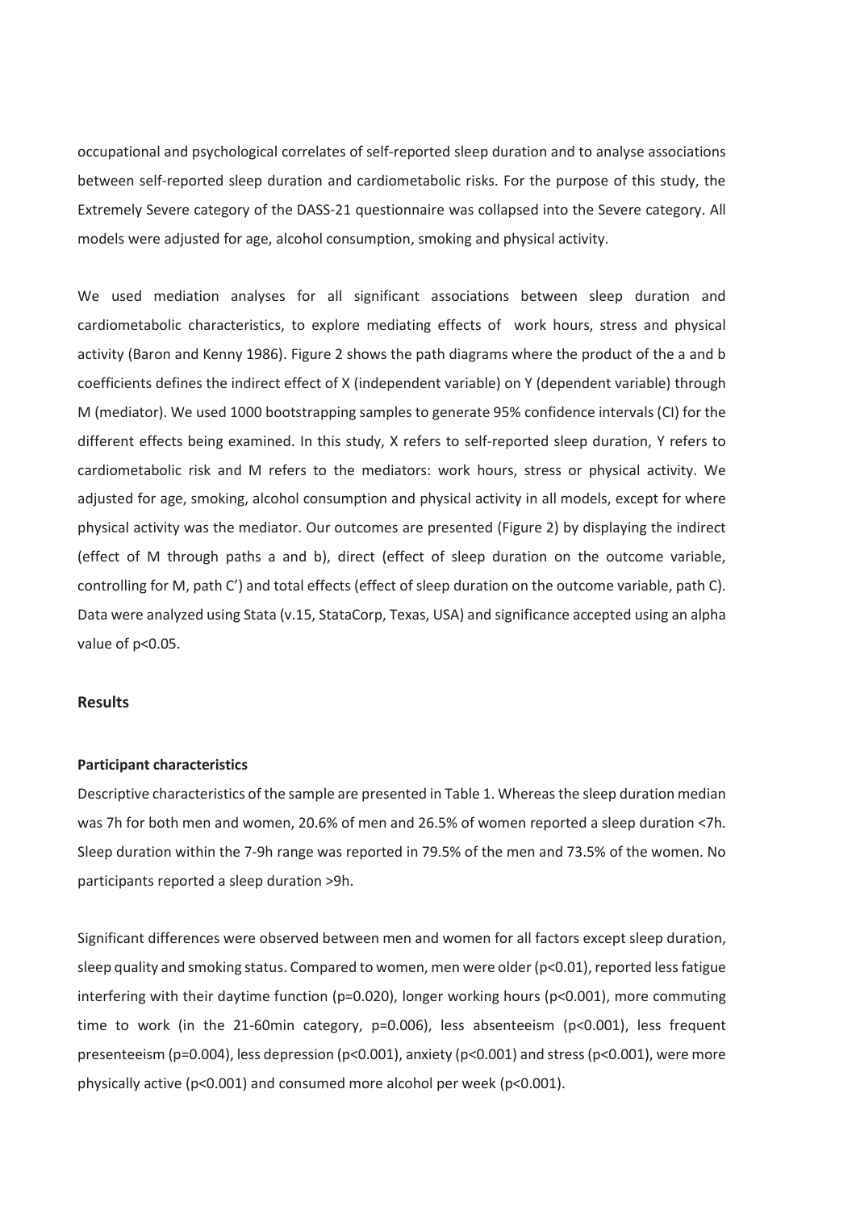occupational and psychological correlates of self-reported sleep duration and to analyse associations between self-reported sleep duration and cardiometabolic risks. For the purpose of this study, the Extremely Severe category of the DASS-21 questionnaire was collapsed into the Severe category. All models were adjusted for age, alcohol consumption, smoking and physical activity.

We used mediation analyses for all significant associations between sleep duration and cardiometabolic characteristics, to explore mediating effects of work hours, stress and physical activity (Baron and Kenny 1986). Figure 2 shows the path diagrams where the product of the a and b coefficients defines the indirect effect of X (independent variable) on Y (dependent variable) through M (mediator). We used 1000 bootstrapping samples to generate 95% confidence intervals (CI) for the different effects being examined. In this study, X refers to self-reported sleep duration, Y refers to cardiometabolic risk and M refers to the mediators: work hours, stress or physical activity. We adjusted for age, smoking, alcohol consumption and physical activity in all models, except for where physical activity was the mediator. Our outcomes are presented (Figure 2) by displaying the indirect (effect of M through paths a and b), direct (effect of sleep duration on the outcome variable, controlling for M, path C') and total effects (effect of sleep duration on the outcome variable, path C). Data were analyzed using Stata (v.15, StataCorp, Texas, USA) and significance accepted using an alpha value of $p<0.05$.

## Results

### Participant characteristics

Descriptive characteristics of the sample are presented in Table 1. Whereas the sleep duration median was 7h for both men and women, 20.6% of men and 26.5% of women reported a sleep duration <7h. Sleep duration within the 7-9h range was reported in 79.5% of the men and 73.5% of the women. No participants reported a sleep duration >9h.

Significant differences were observed between men and women for all factors except sleep duration, sleep quality and smoking status. Compared to women, men were older ($p<0.01$), reported less fatigue interfering with their daytime function ($p=0.020$), longer working hours ($p<0.001$), more commuting time to work (in the 21-60min category, $p=0.006$), less absenteeism ($p<0.001$), less frequent presenteeism ($p=0.004$), less depression ($p<0.001$), anxiety ($p<0.001$) and stress ($p<0.001$), were more physically active ($p<0.001$) and consumed more alcohol per week ($p<0.001$).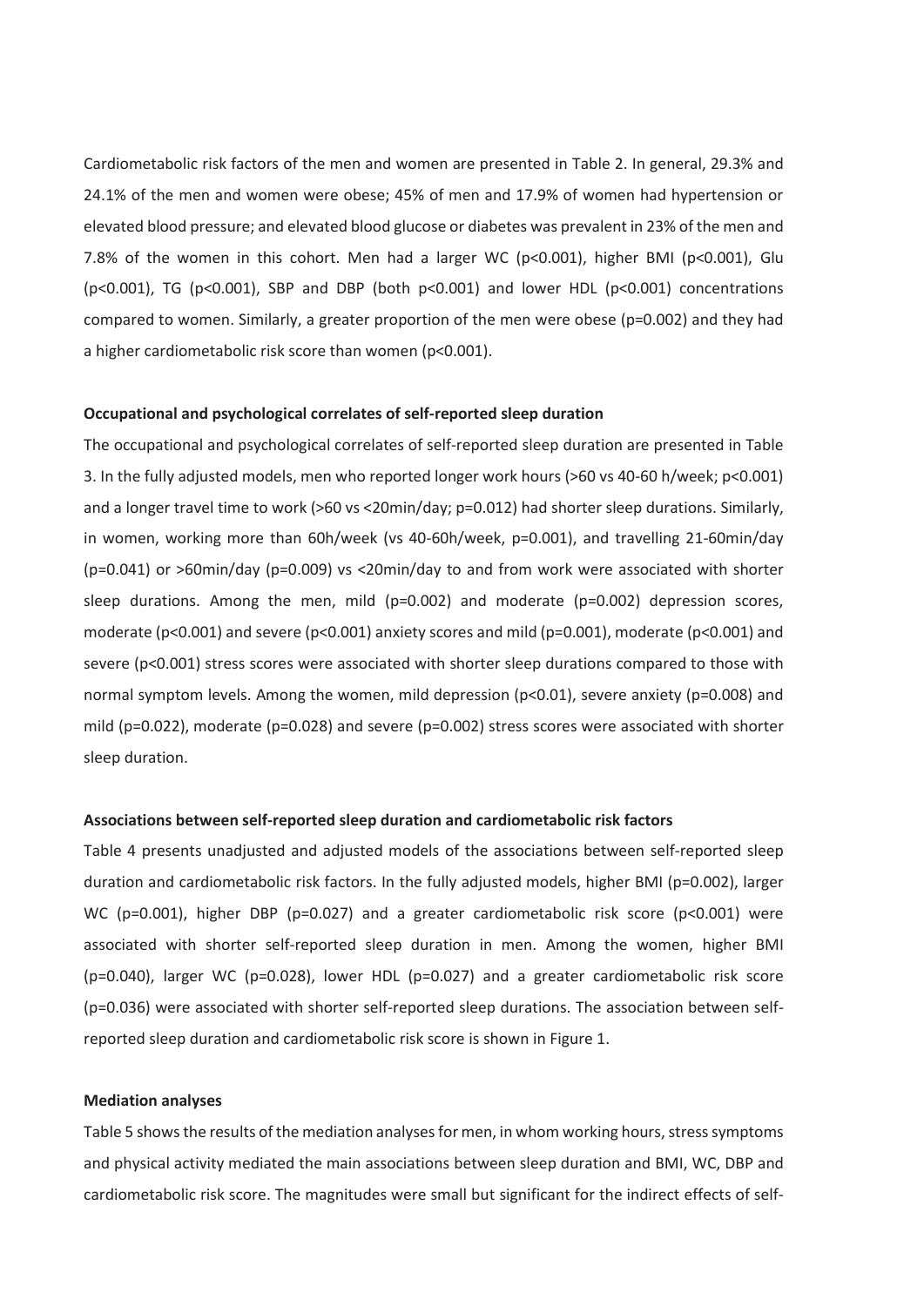Cardiometabolic risk factors of the men and women are presented in Table 2. In general, 29.3% and 24.1% of the men and women were obese; 45% of men and 17.9% of women had hypertension or elevated blood pressure; and elevated blood glucose or diabetes was prevalent in 23% of the men and 7.8% of the women in this cohort. Men had a larger WC ($p<0.001$), higher BMI ($p<0.001$), Glu ($p<0.001$), TG ($p<0.001$), SBP and DBP (both $p<0.001$) and lower HDL ($p<0.001$) concentrations compared to women. Similarly, a greater proportion of the men were obese ($p=0.002$) and they had a higher cardiometabolic risk score than women ($p<0.001$).

**Occupational and psychological correlates of self-reported sleep duration**

The occupational and psychological correlates of self-reported sleep duration are presented in Table 3. In the fully adjusted models, men who reported longer work hours (>60 vs 40-60 h/week; $p<0.001$) and a longer travel time to work (>60 vs <20min/day; $p=0.012$) had shorter sleep durations. Similarly, in women, working more than 60h/week (vs 40-60h/week, $p=0.001$), and travelling 21-60min/day ($p=0.041$) or >60min/day ($p=0.009$) vs <20min/day to and from work were associated with shorter sleep durations. Among the men, mild ($p=0.002$) and moderate ($p=0.002$) depression scores, moderate ($p<0.001$) and severe ($p<0.001$) anxiety scores and mild ($p=0.001$), moderate ($p<0.001$) and severe ($p<0.001$) stress scores were associated with shorter sleep durations compared to those with normal symptom levels. Among the women, mild depression ($p<0.01$), severe anxiety ($p=0.008$) and mild ($p=0.022$), moderate ($p=0.028$) and severe ($p=0.002$) stress scores were associated with shorter sleep duration.

**Associations between self-reported sleep duration and cardiometabolic risk factors**

Table 4 presents unadjusted and adjusted models of the associations between self-reported sleep duration and cardiometabolic risk factors. In the fully adjusted models, higher BMI ($p=0.002$), larger WC ($p=0.001$), higher DBP ($p=0.027$) and a greater cardiometabolic risk score ($p<0.001$) were associated with shorter self-reported sleep duration in men. Among the women, higher BMI ($p=0.040$), larger WC ($p=0.028$), lower HDL ($p=0.027$) and a greater cardiometabolic risk score ($p=0.036$) were associated with shorter self-reported sleep durations. The association between self-reported sleep duration and cardiometabolic risk score is shown in Figure 1.

**Mediation analyses**

Table 5 shows the results of the mediation analyses for men, in whom working hours, stress symptoms and physical activity mediated the main associations between sleep duration and BMI, WC, DBP and cardiometabolic risk score. The magnitudes were small but significant for the indirect effects of self-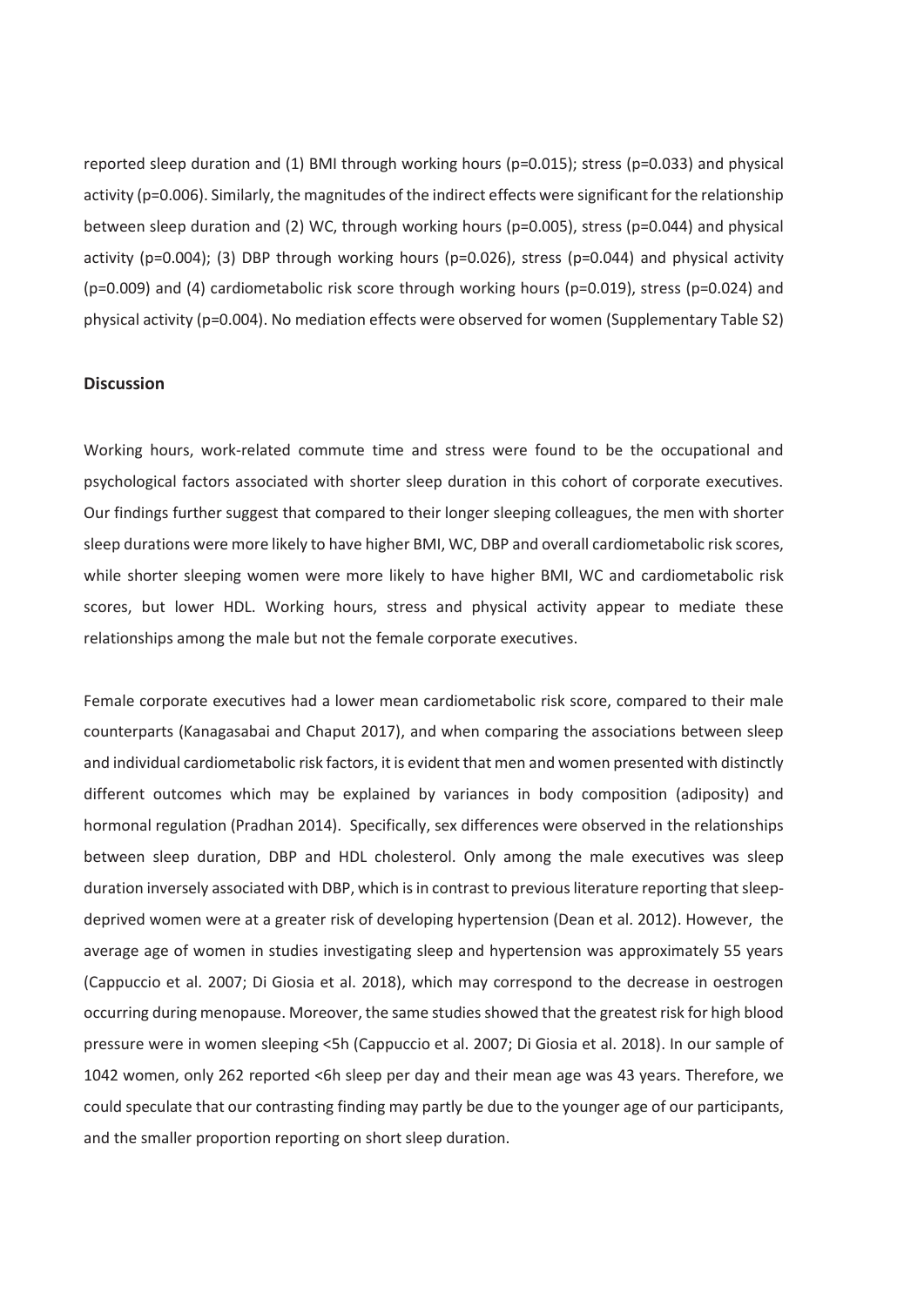reported sleep duration and (1) BMI through working hours (p=0.015); stress (p=0.033) and physical activity (p=0.006). Similarly, the magnitudes of the indirect effects were significant for the relationship between sleep duration and (2) WC, through working hours (p=0.005), stress (p=0.044) and physical activity (p=0.004); (3) DBP through working hours (p=0.026), stress (p=0.044) and physical activity (p=0.009) and (4) cardiometabolic risk score through working hours (p=0.019), stress (p=0.024) and physical activity (p=0.004). No mediation effects were observed for women (Supplementary Table S2)

## Discussion

Working hours, work-related commute time and stress were found to be the occupational and psychological factors associated with shorter sleep duration in this cohort of corporate executives. Our findings further suggest that compared to their longer sleeping colleagues, the men with shorter sleep durations were more likely to have higher BMI, WC, DBP and overall cardiometabolic risk scores, while shorter sleeping women were more likely to have higher BMI, WC and cardiometabolic risk scores, but lower HDL. Working hours, stress and physical activity appear to mediate these relationships among the male but not the female corporate executives.

Female corporate executives had a lower mean cardiometabolic risk score, compared to their male counterparts (Kanagasabai and Chaput 2017), and when comparing the associations between sleep and individual cardiometabolic risk factors, it is evident that men and women presented with distinctly different outcomes which may be explained by variances in body composition (adiposity) and hormonal regulation (Pradhan 2014). Specifically, sex differences were observed in the relationships between sleep duration, DBP and HDL cholesterol. Only among the male executives was sleep duration inversely associated with DBP, which is in contrast to previous literature reporting that sleep-deprived women were at a greater risk of developing hypertension (Dean et al. 2012). However, the average age of women in studies investigating sleep and hypertension was approximately 55 years (Cappuccio et al. 2007; Di Giosia et al. 2018), which may correspond to the decrease in oestrogen occurring during menopause. Moreover, the same studies showed that the greatest risk for high blood pressure were in women sleeping <5h (Cappuccio et al. 2007; Di Giosia et al. 2018). In our sample of 1042 women, only 262 reported <6h sleep per day and their mean age was 43 years. Therefore, we could speculate that our contrasting finding may partly be due to the younger age of our participants, and the smaller proportion reporting on short sleep duration.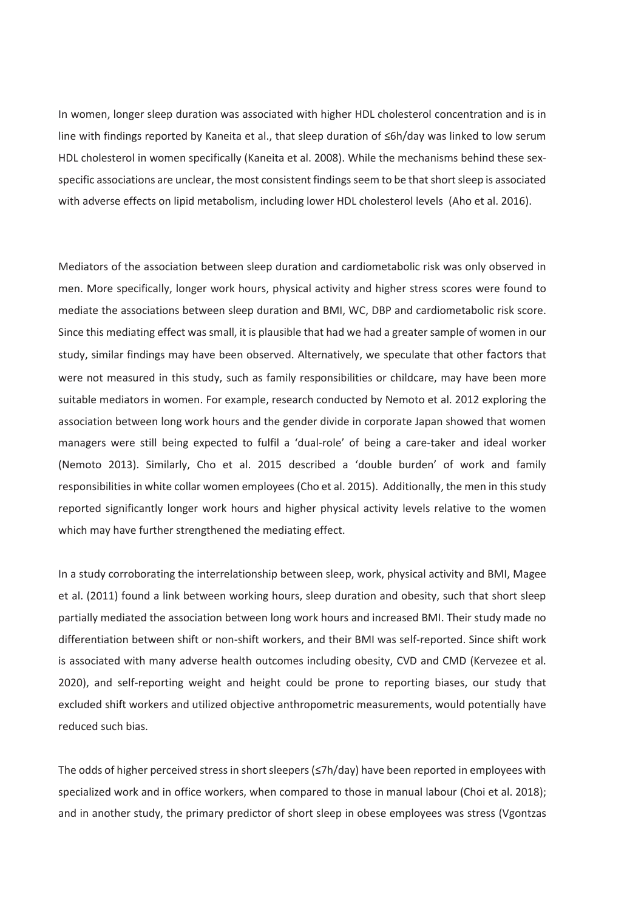In women, longer sleep duration was associated with higher HDL cholesterol concentration and is in line with findings reported by Kaneita et al., that sleep duration of ≤6h/day was linked to low serum HDL cholesterol in women specifically (Kaneita et al. 2008). While the mechanisms behind these sex-specific associations are unclear, the most consistent findings seem to be that short sleep is associated with adverse effects on lipid metabolism, including lower HDL cholesterol levels (Aho et al. 2016).

Mediators of the association between sleep duration and cardiometabolic risk was only observed in men. More specifically, longer work hours, physical activity and higher stress scores were found to mediate the associations between sleep duration and BMI, WC, DBP and cardiometabolic risk score. Since this mediating effect was small, it is plausible that had we had a greater sample of women in our study, similar findings may have been observed. Alternatively, we speculate that other factors that were not measured in this study, such as family responsibilities or childcare, may have been more suitable mediators in women. For example, research conducted by Nemoto et al. 2012 exploring the association between long work hours and the gender divide in corporate Japan showed that women managers were still being expected to fulfil a 'dual-role' of being a care-taker and ideal worker (Nemoto 2013). Similarly, Cho et al. 2015 described a 'double burden' of work and family responsibilities in white collar women employees (Cho et al. 2015). Additionally, the men in this study reported significantly longer work hours and higher physical activity levels relative to the women which may have further strengthened the mediating effect.

In a study corroborating the interrelationship between sleep, work, physical activity and BMI, Magee et al. (2011) found a link between working hours, sleep duration and obesity, such that short sleep partially mediated the association between long work hours and increased BMI. Their study made no differentiation between shift or non-shift workers, and their BMI was self-reported. Since shift work is associated with many adverse health outcomes including obesity, CVD and CMD (Kervezee et al. 2020), and self-reporting weight and height could be prone to reporting biases, our study that excluded shift workers and utilized objective anthropometric measurements, would potentially have reduced such bias.

The odds of higher perceived stress in short sleepers (≤7h/day) have been reported in employees with specialized work and in office workers, when compared to those in manual labour (Choi et al. 2018); and in another study, the primary predictor of short sleep in obese employees was stress (Vgontzas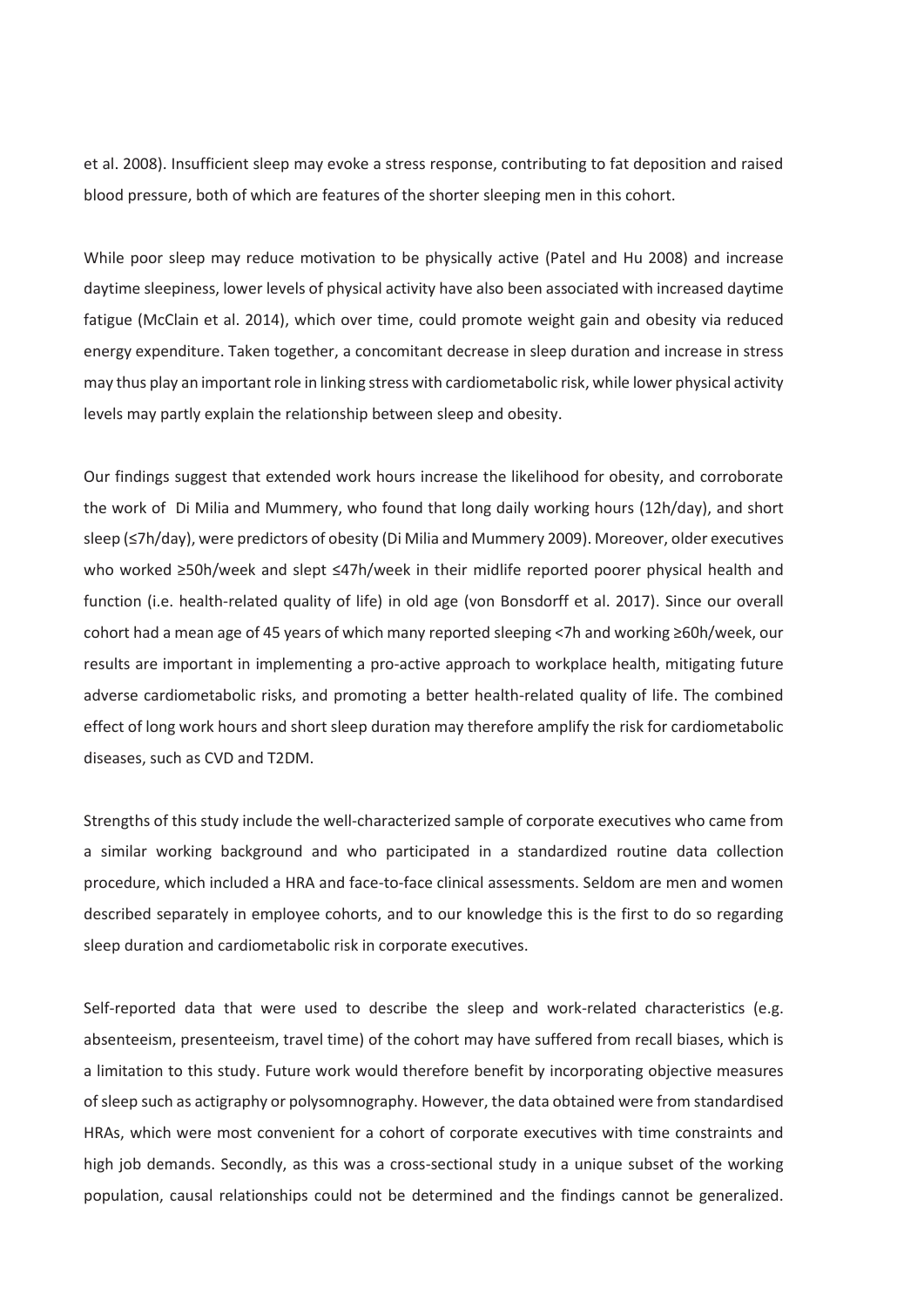et al. 2008). Insufficient sleep may evoke a stress response, contributing to fat deposition and raised blood pressure, both of which are features of the shorter sleeping men in this cohort.

While poor sleep may reduce motivation to be physically active (Patel and Hu 2008) and increase daytime sleepiness, lower levels of physical activity have also been associated with increased daytime fatigue (McClain et al. 2014), which over time, could promote weight gain and obesity via reduced energy expenditure. Taken together, a concomitant decrease in sleep duration and increase in stress may thus play an important role in linking stress with cardiometabolic risk, while lower physical activity levels may partly explain the relationship between sleep and obesity.

Our findings suggest that extended work hours increase the likelihood for obesity, and corroborate the work of Di Milia and Mummery, who found that long daily working hours (12h/day), and short sleep (≤7h/day), were predictors of obesity (Di Milia and Mummery 2009). Moreover, older executives who worked ≥50h/week and slept ≤47h/week in their midlife reported poorer physical health and function (i.e. health-related quality of life) in old age (von Bonsdorff et al. 2017). Since our overall cohort had a mean age of 45 years of which many reported sleeping <7h and working ≥60h/week, our results are important in implementing a pro-active approach to workplace health, mitigating future adverse cardiometabolic risks, and promoting a better health-related quality of life. The combined effect of long work hours and short sleep duration may therefore amplify the risk for cardiometabolic diseases, such as CVD and T2DM.

Strengths of this study include the well-characterized sample of corporate executives who came from a similar working background and who participated in a standardized routine data collection procedure, which included a HRA and face-to-face clinical assessments. Seldom are men and women described separately in employee cohorts, and to our knowledge this is the first to do so regarding sleep duration and cardiometabolic risk in corporate executives.

Self-reported data that were used to describe the sleep and work-related characteristics (e.g. absenteeism, presenteeism, travel time) of the cohort may have suffered from recall biases, which is a limitation to this study. Future work would therefore benefit by incorporating objective measures of sleep such as actigraphy or polysomnography. However, the data obtained were from standardised HRAs, which were most convenient for a cohort of corporate executives with time constraints and high job demands. Secondly, as this was a cross-sectional study in a unique subset of the working population, causal relationships could not be determined and the findings cannot be generalized.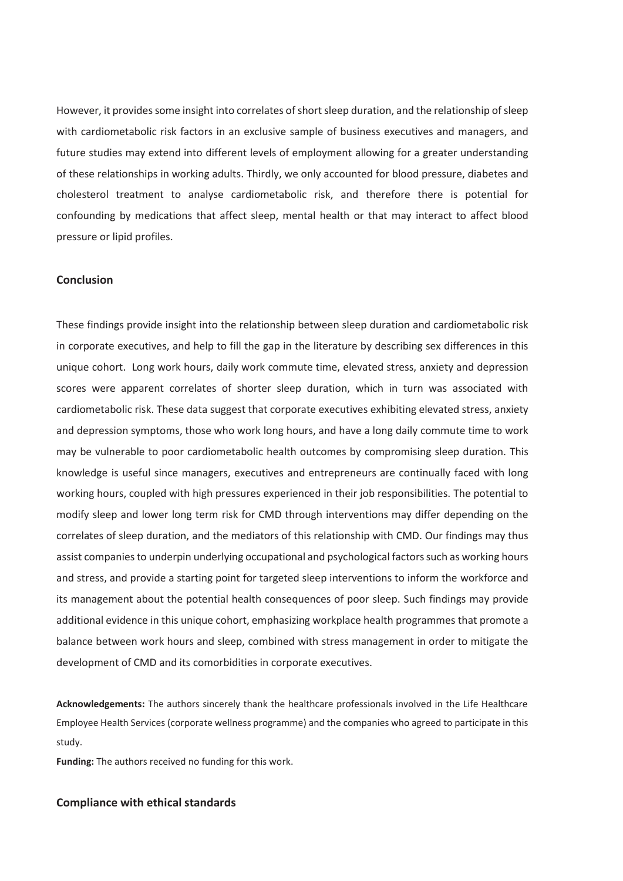However, it provides some insight into correlates of short sleep duration, and the relationship of sleep with cardiometabolic risk factors in an exclusive sample of business executives and managers, and future studies may extend into different levels of employment allowing for a greater understanding of these relationships in working adults. Thirdly, we only accounted for blood pressure, diabetes and cholesterol treatment to analyse cardiometabolic risk, and therefore there is potential for confounding by medications that affect sleep, mental health or that may interact to affect blood pressure or lipid profiles.

## Conclusion

These findings provide insight into the relationship between sleep duration and cardiometabolic risk in corporate executives, and help to fill the gap in the literature by describing sex differences in this unique cohort. Long work hours, daily work commute time, elevated stress, anxiety and depression scores were apparent correlates of shorter sleep duration, which in turn was associated with cardiometabolic risk. These data suggest that corporate executives exhibiting elevated stress, anxiety and depression symptoms, those who work long hours, and have a long daily commute time to work may be vulnerable to poor cardiometabolic health outcomes by compromising sleep duration. This knowledge is useful since managers, executives and entrepreneurs are continually faced with long working hours, coupled with high pressures experienced in their job responsibilities. The potential to modify sleep and lower long term risk for CMD through interventions may differ depending on the correlates of sleep duration, and the mediators of this relationship with CMD. Our findings may thus assist companies to underpin underlying occupational and psychological factors such as working hours and stress, and provide a starting point for targeted sleep interventions to inform the workforce and its management about the potential health consequences of poor sleep. Such findings may provide additional evidence in this unique cohort, emphasizing workplace health programmes that promote a balance between work hours and sleep, combined with stress management in order to mitigate the development of CMD and its comorbidities in corporate executives.

**Acknowledgements:** The authors sincerely thank the healthcare professionals involved in the Life Healthcare Employee Health Services (corporate wellness programme) and the companies who agreed to participate in this study.

**Funding:** The authors received no funding for this work.

## Compliance with ethical standards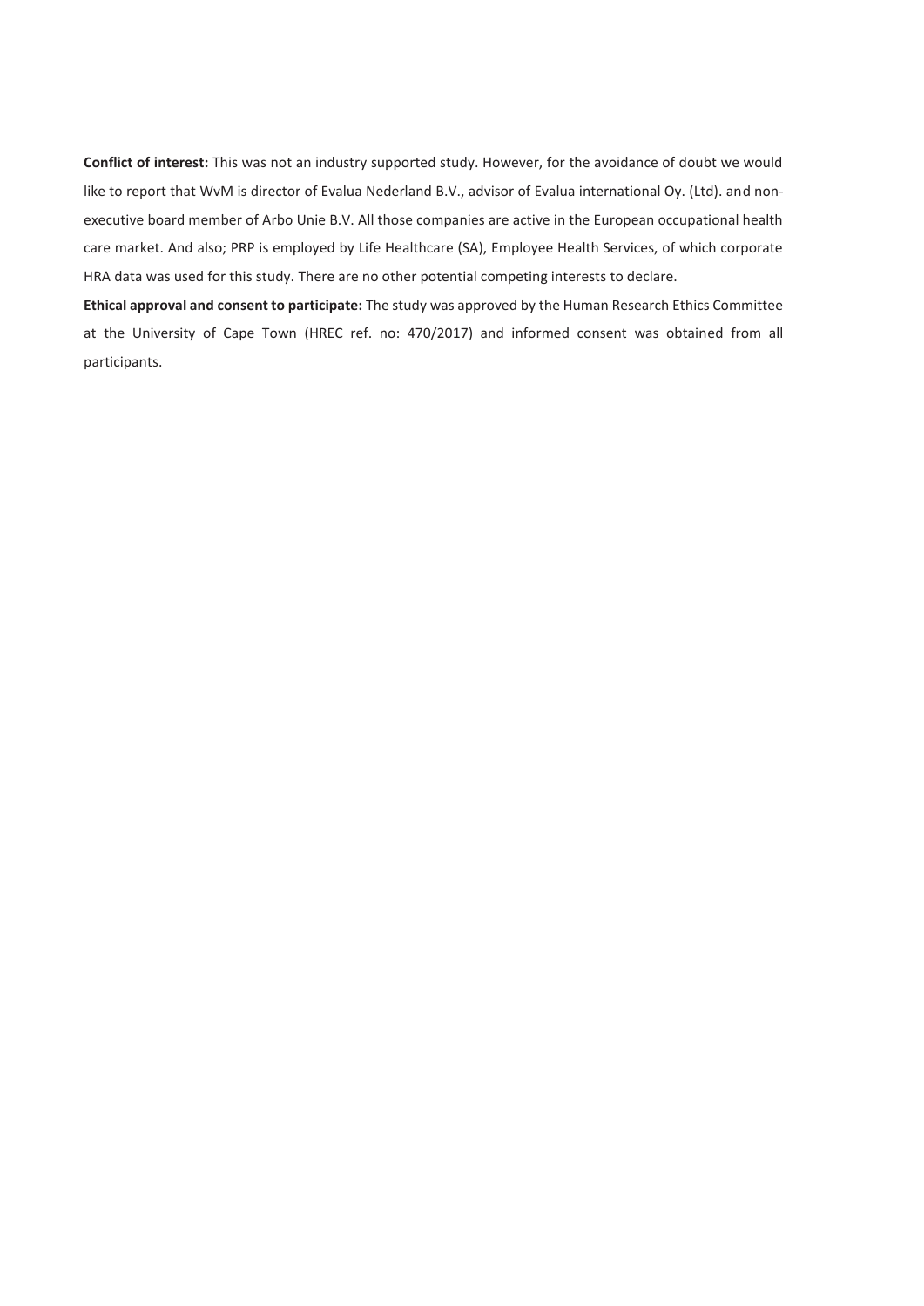**Conflict of interest:** This was not an industry supported study. However, for the avoidance of doubt we would like to report that WvM is director of Evalua Nederland B.V., advisor of Evalua international Oy. (Ltd). and non-executive board member of Arbo Unie B.V. All those companies are active in the European occupational health care market. And also; PRP is employed by Life Healthcare (SA), Employee Health Services, of which corporate HRA data was used for this study. There are no other potential competing interests to declare.

**Ethical approval and consent to participate:** The study was approved by the Human Research Ethics Committee at the University of Cape Town (HREC ref. no: 470/2017) and informed consent was obtained from all participants.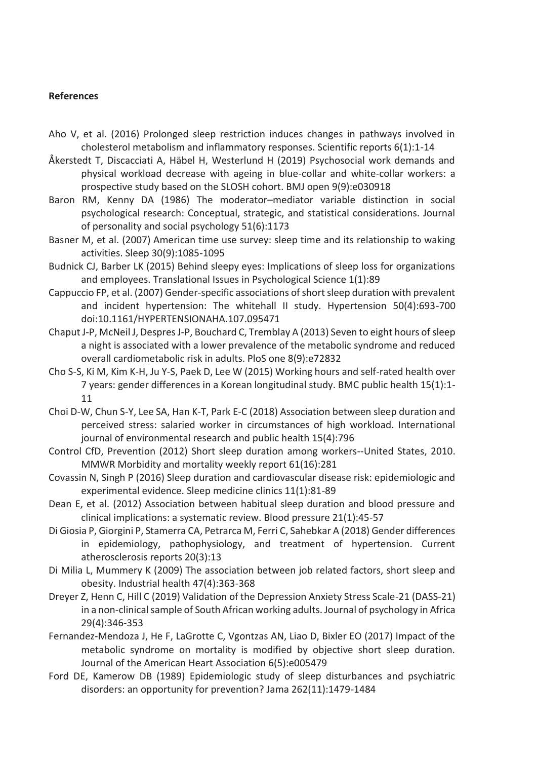**References**

Aho V, et al. (2016) Prolonged sleep restriction induces changes in pathways involved in cholesterol metabolism and inflammatory responses. Scientific reports 6(1):1-14

Åkerstedt T, Discacciati A, Häbel H, Westerlund H (2019) Psychosocial work demands and physical workload decrease with ageing in blue-collar and white-collar workers: a prospective study based on the SLOSH cohort. BMJ open 9(9):e030918

Baron RM, Kenny DA (1986) The moderator–mediator variable distinction in social psychological research: Conceptual, strategic, and statistical considerations. Journal of personality and social psychology 51(6):1173

Basner M, et al. (2007) American time use survey: sleep time and its relationship to waking activities. Sleep 30(9):1085-1095

Budnick CJ, Barber LK (2015) Behind sleepy eyes: Implications of sleep loss for organizations and employees. Translational Issues in Psychological Science 1(1):89

Cappuccio FP, et al. (2007) Gender-specific associations of short sleep duration with prevalent and incident hypertension: The whitehall II study. Hypertension 50(4):693-700 doi:10.1161/HYPERTENSIONAHA.107.095471

Chaput J-P, McNeil J, Despres J-P, Bouchard C, Tremblay A (2013) Seven to eight hours of sleep a night is associated with a lower prevalence of the metabolic syndrome and reduced overall cardiometabolic risk in adults. PloS one 8(9):e72832

Cho S-S, Ki M, Kim K-H, Ju Y-S, Paek D, Lee W (2015) Working hours and self-rated health over 7 years: gender differences in a Korean longitudinal study. BMC public health 15(1):1-11

Choi D-W, Chun S-Y, Lee SA, Han K-T, Park E-C (2018) Association between sleep duration and perceived stress: salaried worker in circumstances of high workload. International journal of environmental research and public health 15(4):796

Control CfD, Prevention (2012) Short sleep duration among workers--United States, 2010. MMWR Morbidity and mortality weekly report 61(16):281

Covassin N, Singh P (2016) Sleep duration and cardiovascular disease risk: epidemiologic and experimental evidence. Sleep medicine clinics 11(1):81-89

Dean E, et al. (2012) Association between habitual sleep duration and blood pressure and clinical implications: a systematic review. Blood pressure 21(1):45-57

Di Giosia P, Giorgini P, Stamerra CA, Petrarca M, Ferri C, Sahebkar A (2018) Gender differences in epidemiology, pathophysiology, and treatment of hypertension. Current atherosclerosis reports 20(3):13

Di Milia L, Mummery K (2009) The association between job related factors, short sleep and obesity. Industrial health 47(4):363-368

Dreyer Z, Henn C, Hill C (2019) Validation of the Depression Anxiety Stress Scale-21 (DASS-21) in a non-clinical sample of South African working adults. Journal of psychology in Africa 29(4):346-353

Fernandez-Mendoza J, He F, LaGrotte C, Vgontzas AN, Liao D, Bixler EO (2017) Impact of the metabolic syndrome on mortality is modified by objective short sleep duration. Journal of the American Heart Association 6(5):e005479

Ford DE, Kamerow DB (1989) Epidemiologic study of sleep disturbances and psychiatric disorders: an opportunity for prevention? Jama 262(11):1479-1484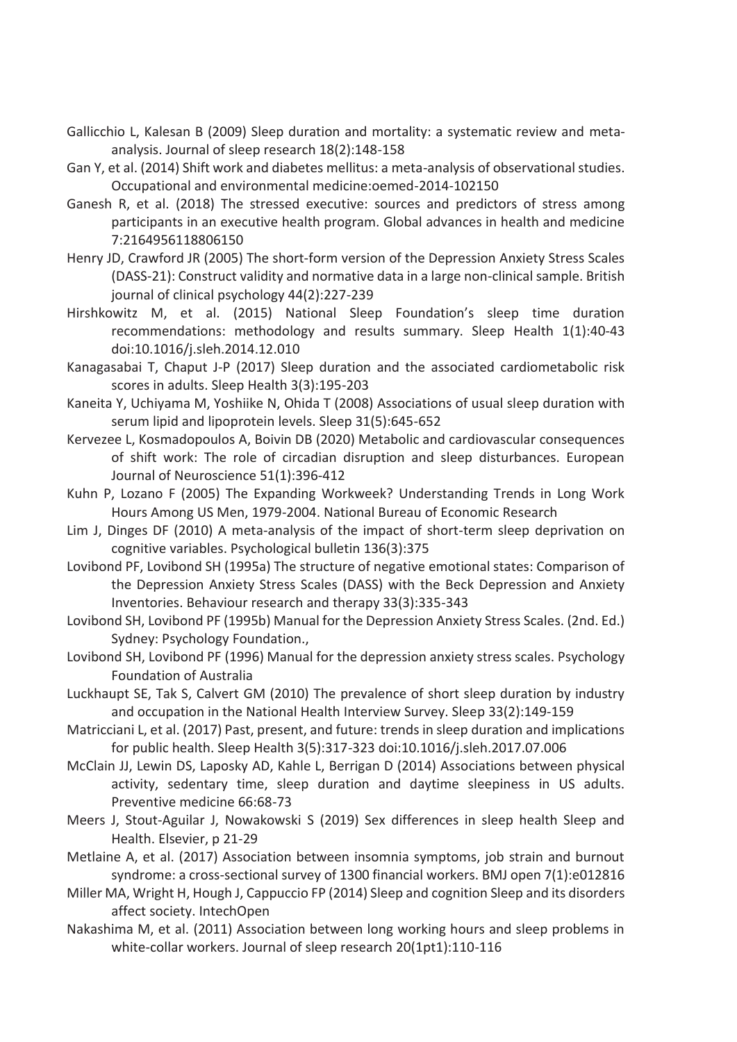Gallicchio L, Kalesan B (2009) Sleep duration and mortality: a systematic review and meta-analysis. Journal of sleep research 18(2):148-158

Gan Y, et al. (2014) Shift work and diabetes mellitus: a meta-analysis of observational studies. Occupational and environmental medicine:oemed-2014-102150

Ganesh R, et al. (2018) The stressed executive: sources and predictors of stress among participants in an executive health program. Global advances in health and medicine 7:2164956118806150

Henry JD, Crawford JR (2005) The short-form version of the Depression Anxiety Stress Scales (DASS-21): Construct validity and normative data in a large non-clinical sample. British journal of clinical psychology 44(2):227-239

Hirshkowitz M, et al. (2015) National Sleep Foundation's sleep time duration recommendations: methodology and results summary. Sleep Health 1(1):40-43 doi:10.1016/j.sleh.2014.12.010

Kanagasabai T, Chaput J-P (2017) Sleep duration and the associated cardiometabolic risk scores in adults. Sleep Health 3(3):195-203

Kaneita Y, Uchiyama M, Yoshiike N, Ohida T (2008) Associations of usual sleep duration with serum lipid and lipoprotein levels. Sleep 31(5):645-652

Kervezee L, Kosmadopoulos A, Boivin DB (2020) Metabolic and cardiovascular consequences of shift work: The role of circadian disruption and sleep disturbances. European Journal of Neuroscience 51(1):396-412

Kuhn P, Lozano F (2005) The Expanding Workweek? Understanding Trends in Long Work Hours Among US Men, 1979-2004. National Bureau of Economic Research

Lim J, Dinges DF (2010) A meta-analysis of the impact of short-term sleep deprivation on cognitive variables. Psychological bulletin 136(3):375

Lovibond PF, Lovibond SH (1995a) The structure of negative emotional states: Comparison of the Depression Anxiety Stress Scales (DASS) with the Beck Depression and Anxiety Inventories. Behaviour research and therapy 33(3):335-343

Lovibond SH, Lovibond PF (1995b) Manual for the Depression Anxiety Stress Scales. (2nd. Ed.) Sydney: Psychology Foundation.,

Lovibond SH, Lovibond PF (1996) Manual for the depression anxiety stress scales. Psychology Foundation of Australia

Luckhaupt SE, Tak S, Calvert GM (2010) The prevalence of short sleep duration by industry and occupation in the National Health Interview Survey. Sleep 33(2):149-159

Matricciani L, et al. (2017) Past, present, and future: trends in sleep duration and implications for public health. Sleep Health 3(5):317-323 doi:10.1016/j.sleh.2017.07.006

McClain JJ, Lewin DS, Laposky AD, Kahle L, Berrigan D (2014) Associations between physical activity, sedentary time, sleep duration and daytime sleepiness in US adults. Preventive medicine 66:68-73

Meers J, Stout-Aguilar J, Nowakowski S (2019) Sex differences in sleep health Sleep and Health. Elsevier, p 21-29

Metlaine A, et al. (2017) Association between insomnia symptoms, job strain and burnout syndrome: a cross-sectional survey of 1300 financial workers. BMJ open 7(1):e012816

Miller MA, Wright H, Hough J, Cappuccio FP (2014) Sleep and cognition Sleep and its disorders affect society. IntechOpen

Nakashima M, et al. (2011) Association between long working hours and sleep problems in white-collar workers. Journal of sleep research 20(1pt1):110-116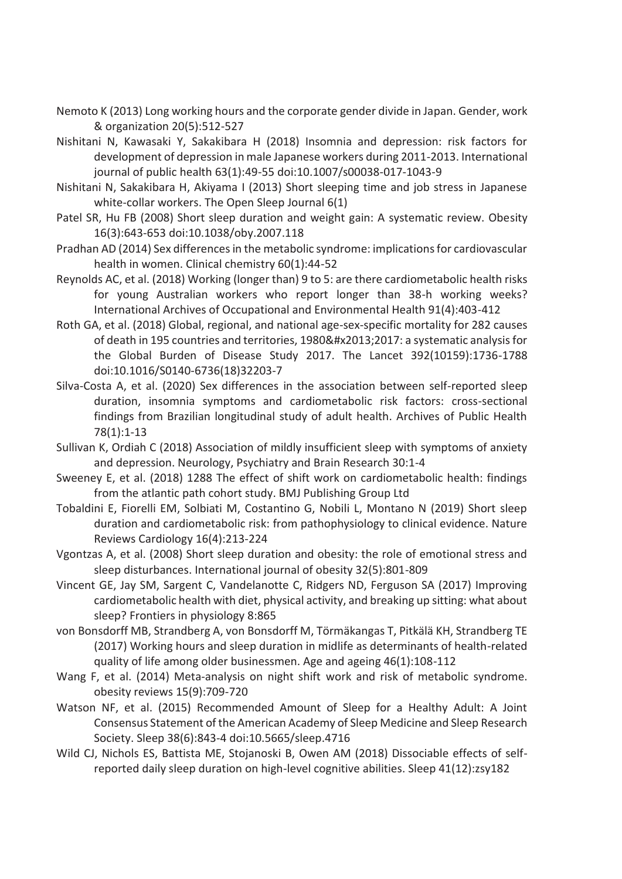Nemoto K (2013) Long working hours and the corporate gender divide in Japan. Gender, work & organization 20(5):512-527

Nishitani N, Kawasaki Y, Sakakibara H (2018) Insomnia and depression: risk factors for development of depression in male Japanese workers during 2011-2013. International journal of public health 63(1):49-55 doi:10.1007/s00038-017-1043-9

Nishitani N, Sakakibara H, Akiyama I (2013) Short sleeping time and job stress in Japanese white-collar workers. The Open Sleep Journal 6(1)

Patel SR, Hu FB (2008) Short sleep duration and weight gain: A systematic review. Obesity 16(3):643-653 doi:10.1038/oby.2007.118

Pradhan AD (2014) Sex differences in the metabolic syndrome: implications for cardiovascular health in women. Clinical chemistry 60(1):44-52

Reynolds AC, et al. (2018) Working (longer than) 9 to 5: are there cardiometabolic health risks for young Australian workers who report longer than 38-h working weeks? International Archives of Occupational and Environmental Health 91(4):403-412

Roth GA, et al. (2018) Global, regional, and national age-sex-specific mortality for 282 causes of death in 195 countries and territories, 1980&#x2013;2017: a systematic analysis for the Global Burden of Disease Study 2017. The Lancet 392(10159):1736-1788 doi:10.1016/S0140-6736(18)32203-7

Silva-Costa A, et al. (2020) Sex differences in the association between self-reported sleep duration, insomnia symptoms and cardiometabolic risk factors: cross-sectional findings from Brazilian longitudinal study of adult health. Archives of Public Health 78(1):1-13

Sullivan K, Ordiah C (2018) Association of mildly insufficient sleep with symptoms of anxiety and depression. Neurology, Psychiatry and Brain Research 30:1-4

Sweeney E, et al. (2018) 1288 The effect of shift work on cardiometabolic health: findings from the atlantic path cohort study. BMJ Publishing Group Ltd

Tobaldini E, Fiorelli EM, Solbiati M, Costantino G, Nobili L, Montano N (2019) Short sleep duration and cardiometabolic risk: from pathophysiology to clinical evidence. Nature Reviews Cardiology 16(4):213-224

Vgontzas A, et al. (2008) Short sleep duration and obesity: the role of emotional stress and sleep disturbances. International journal of obesity 32(5):801-809

Vincent GE, Jay SM, Sargent C, Vandelanotte C, Ridgers ND, Ferguson SA (2017) Improving cardiometabolic health with diet, physical activity, and breaking up sitting: what about sleep? Frontiers in physiology 8:865

von Bonsdorff MB, Strandberg A, von Bonsdorff M, Törmäkangas T, Pitkälä KH, Strandberg TE (2017) Working hours and sleep duration in midlife as determinants of health-related quality of life among older businessmen. Age and ageing 46(1):108-112

Wang F, et al. (2014) Meta-analysis on night shift work and risk of metabolic syndrome. obesity reviews 15(9):709-720

Watson NF, et al. (2015) Recommended Amount of Sleep for a Healthy Adult: A Joint Consensus Statement of the American Academy of Sleep Medicine and Sleep Research Society. Sleep 38(6):843-4 doi:10.5665/sleep.4716

Wild CJ, Nichols ES, Battista ME, Stojanoski B, Owen AM (2018) Dissociable effects of self-reported daily sleep duration on high-level cognitive abilities. Sleep 41(12):zsy182